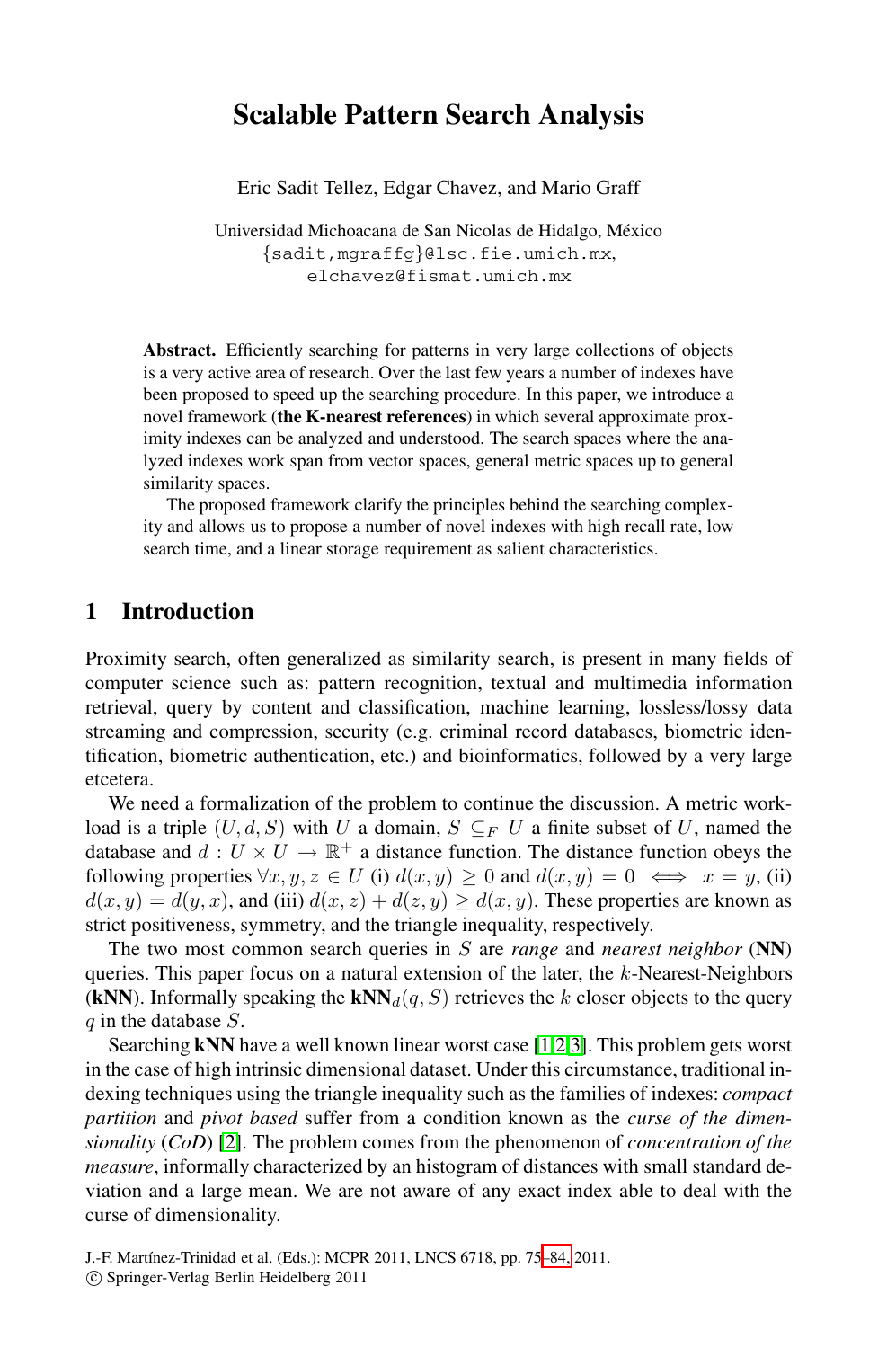# Scalable Pattern Search Analysis

Eric Sadit Tellez, Edgar Chavez, and Mario Graff

Universidad Michoacana de San Nicolas de Hidalgo, México
{sadit,mgraffg}@lsc.fie.umich.mx,
elchavez@fismat.umich.mx

**Abstract.** Efficiently searching for patterns in very large collections of objects is a very active area of research. Over the last few years a number of indexes have been proposed to speed up the searching procedure. In this paper, we introduce a novel framework (**the K-nearest references**) in which several approximate proximity indexes can be analyzed and understood. The search spaces where the analyzed indexes work span from vector spaces, general metric spaces up to general similarity spaces.

The proposed framework clarify the principles behind the searching complexity and allows us to propose a number of novel indexes with high recall rate, low search time, and a linear storage requirement as salient characteristics.

## 1 Introduction

Proximity search, often generalized as similarity search, is present in many fields of computer science such as: pattern recognition, textual and multimedia information retrieval, query by content and classification, machine learning, lossless/lossy data streaming and compression, security (e.g. criminal record databases, biometric identification, biometric authentication, etc.) and bioinformatics, followed by a very large etcetera.

We need a formalization of the problem to continue the discussion. A metric workload is a triple $(U, d, S)$ with $U$ a domain, $S \subseteq_F U$ a finite subset of $U$, named the database and $d : U \times U \rightarrow \mathbb{R}^+$ a distance function. The distance function obeys the following properties $\forall x, y, z \in U$ (i) $d(x, y) \geq 0$ and $d(x, y) = 0 \iff x = y$, (ii) $d(x, y) = d(y, x)$, and (iii) $d(x, z) + d(z, y) \geq d(x, y)$. These properties are known as strict positiveness, symmetry, and the triangle inequality, respectively.

The two most common search queries in $S$ are *range* and *nearest neighbor* (**NN**) queries. This paper focus on a natural extension of the later, the $k$-Nearest-Neighbors (**kNN**). Informally speaking the $\mathbf{kNN}_d(q, S)$ retrieves the $k$ closer objects to the query $q$ in the database $S$.

Searching **kNN** have a well known linear worst case [1,2,3]. This problem gets worst in the case of high intrinsic dimensional dataset. Under this circumstance, traditional indexing techniques using the triangle inequality such as the families of indexes: *compact partition* and *pivot based* suffer from a condition known as the *curse of the dimensionality* (*CoD*) [2]. The problem comes from the phenomenon of *concentration of the measure*, informally characterized by an histogram of distances with small standard deviation and a large mean. We are not aware of any exact index able to deal with the curse of dimensionality.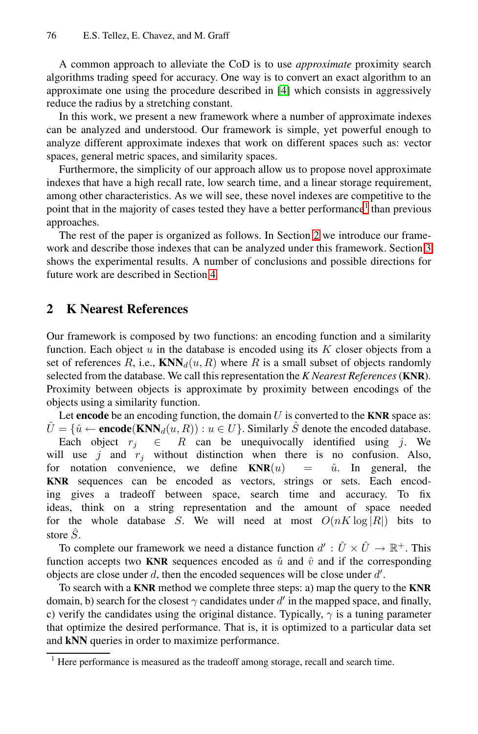A common approach to alleviate the CoD is to use *approximate* proximity search algorithms trading speed for accuracy. One way is to convert an exact algorithm to an approximate one using the procedure described in [4] which consists in aggressively reduce the radius by a stretching constant.

In this work, we present a new framework where a number of approximate indexes can be analyzed and understood. Our framework is simple, yet powerful enough to analyze different approximate indexes that work on different spaces such as: vector spaces, general metric spaces, and similarity spaces.

Furthermore, the simplicity of our approach allow us to propose novel approximate indexes that have a high recall rate, low search time, and a linear storage requirement, among other characteristics. As we will see, these novel indexes are competitive to the point that in the majority of cases tested they have a better performance[1] than previous approaches.

The rest of the paper is organized as follows. In Section 2 we introduce our framework and describe those indexes that can be analyzed under this framework. Section 3 shows the experimental results. A number of conclusions and possible directions for future work are described in Section 4.

## 2 K Nearest References

Our framework is composed by two functions: an encoding function and a similarity function. Each object $u$ in the database is encoded using its $K$ closer objects from a set of references $R$, i.e., $\textbf{KNN}_d(u, R)$ where $R$ is a small subset of objects randomly selected from the database. We call this representation the *K Nearest References* (**KNR**). Proximity between objects is approximate by proximity between encodings of the objects using a similarity function.

Let **encode** be an encoding function, the domain $U$ is converted to the **KNR** space as: $\hat{U} = \{\hat{u} \leftarrow \textbf{encode}(\textbf{KNN}_d(u, R)) : u \in U\}$. Similarly $\hat{S}$ denote the encoded database.

Each object $r_j \in R$ can be unequivocally identified using $j$. We will use $j$ and $r_j$ without distinction when there is no confusion. Also, for notation convenience, we define $\textbf{KNR}(u) = \hat{u}$. In general, the **KNR** sequences can be encoded as vectors, strings or sets. Each encoding gives a tradeoff between space, search time and accuracy. To fix ideas, think on a string representation and the amount of space needed for the whole database $S$. We will need at most $O(nK \log |R|)$ bits to store $\hat{S}$.

To complete our framework we need a distance function $d' : \hat{U} \times \hat{U} \rightarrow \mathbb{R}^+$. This function accepts two **KNR** sequences encoded as $\hat{u}$ and $\hat{v}$ and if the corresponding objects are close under $d$, then the encoded sequences will be close under $d'$.

To search with a **KNR** method we complete three steps: a) map the query to the **KNR** domain, b) search for the closest $\gamma$ candidates under $d'$ in the mapped space, and finally, c) verify the candidates using the original distance. Typically, $\gamma$ is a tuning parameter that optimize the desired performance. That is, it is optimized to a particular data set and **kNN** queries in order to maximize performance.

[1] Here performance is measured as the tradeoff among storage, recall and search time.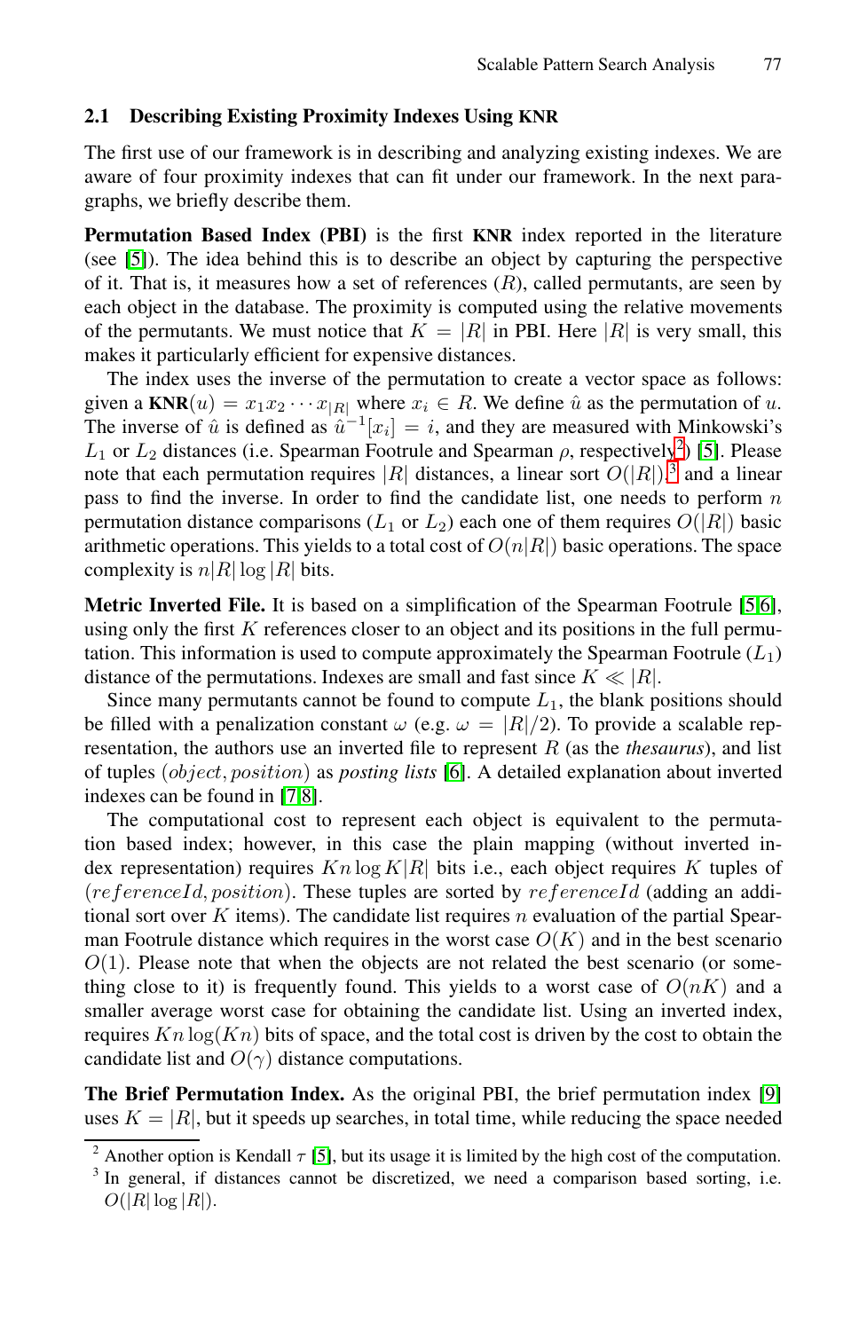### 2.1 Describing Existing Proximity Indexes Using KNR

The first use of our framework is in describing and analyzing existing indexes. We are aware of four proximity indexes that can fit under our framework. In the next paragraphs, we briefly describe them.

**Permutation Based Index (PBI)** is the first **KNR** index reported in the literature (see [5]). The idea behind this is to describe an object by capturing the perspective of it. That is, it measures how a set of references ($R$), called permutants, are seen by each object in the database. The proximity is computed using the relative movements of the permutants. We must notice that $K = |R|$ in PBI. Here $|R|$ is very small, this makes it particularly efficient for expensive distances.

The index uses the inverse of the permutation to create a vector space as follows: given a **KNR**$(u) = x_1 x_2 \cdots x_{|R|}$ where $x_i \in R$. We define $\hat{u}$ as the permutation of $u$. The inverse of $\hat{u}$ is defined as $\hat{u}^{-1}[x_i] = i$, and they are measured with Minkowski's $L_1$ or $L_2$ distances (i.e. Spearman Footrule and Spearman $\rho$, respectively[2]) [5]. Please note that each permutation requires $|R|$ distances, a linear sort $O(|R|)$,[3] and a linear pass to find the inverse. In order to find the candidate list, one needs to perform $n$ permutation distance comparisons ($L_1$ or $L_2$) each one of them requires $O(|R|)$ basic arithmetic operations. This yields to a total cost of $O(n|R|)$ basic operations. The space complexity is $n|R| \log |R|$ bits.

**Metric Inverted File.** It is based on a simplification of the Spearman Footrule [5,6], using only the first $K$ references closer to an object and its positions in the full permutation. This information is used to compute approximately the Spearman Footrule ($L_1$) distance of the permutations. Indexes are small and fast since $K \ll |R|$.

Since many permutants cannot be found to compute $L_1$, the blank positions should be filled with a penalization constant $\omega$ (e.g. $\omega = |R|/2$). To provide a scalable representation, the authors use an inverted file to represent $R$ (as the *thesaurus*), and list of tuples $(object, position)$ as *posting lists* [6]. A detailed explanation about inverted indexes can be found in [7,8].

The computational cost to represent each object is equivalent to the permutation based index; however, in this case the plain mapping (without inverted index representation) requires $Kn \log K|R|$ bits i.e., each object requires $K$ tuples of $(referenceId, position)$. These tuples are sorted by $referenceId$ (adding an additional sort over $K$ items). The candidate list requires $n$ evaluation of the partial Spearman Footrule distance which requires in the worst case $O(K)$ and in the best scenario $O(1)$. Please note that when the objects are not related the best scenario (or something close to it) is frequently found. This yields to a worst case of $O(nK)$ and a smaller average worst case for obtaining the candidate list. Using an inverted index, requires $Kn \log(Kn)$ bits of space, and the total cost is driven by the cost to obtain the candidate list and $O(\gamma)$ distance computations.

**The Brief Permutation Index.** As the original PBI, the brief permutation index [9] uses $K = |R|$, but it speeds up searches, in total time, while reducing the space needed

---

[2] Another option is Kendall $\tau$ [5], but its usage it is limited by the high cost of the computation.

[3] In general, if distances cannot be discretized, we need a comparison based sorting, i.e. $O(|R| \log |R|)$.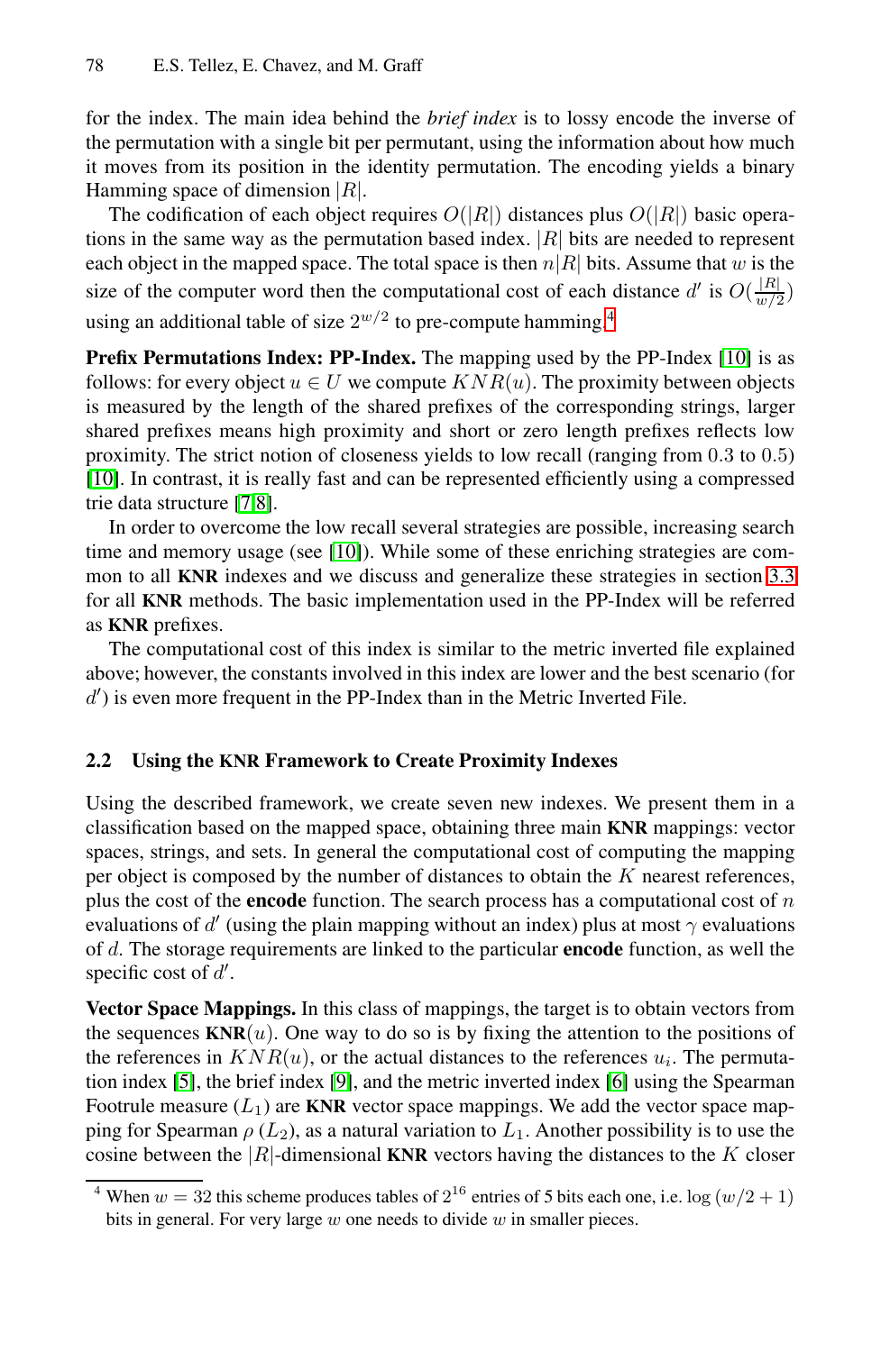for the index. The main idea behind the *brief index* is to lossy encode the inverse of the permutation with a single bit per permutant, using the information about how much it moves from its position in the identity permutation. The encoding yields a binary Hamming space of dimension $|R|$.

The codification of each object requires $O(|R|)$ distances plus $O(|R|)$ basic operations in the same way as the permutation based index. $|R|$ bits are needed to represent each object in the mapped space. The total space is then $n|R|$ bits. Assume that $w$ is the size of the computer word then the computational cost of each distance $d'$ is $O(\frac{|R|}{w/2})$ using an additional table of size $2^{w/2}$ to pre-compute hamming.[4]

**Prefix Permutations Index: PP-Index.** The mapping used by the PP-Index [10] is as follows: for every object $u \in U$ we compute $KNR(u)$. The proximity between objects is measured by the length of the shared prefixes of the corresponding strings, larger shared prefixes means high proximity and short or zero length prefixes reflects low proximity. The strict notion of closeness yields to low recall (ranging from 0.3 to 0.5) [10]. In contrast, it is really fast and can be represented efficiently using a compressed trie data structure [7,8].

In order to overcome the low recall several strategies are possible, increasing search time and memory usage (see [10]). While some of these enriching strategies are common to all **KNR** indexes and we discuss and generalize these strategies in section 3.3 for all **KNR** methods. The basic implementation used in the PP-Index will be referred as **KNR** prefixes.

The computational cost of this index is similar to the metric inverted file explained above; however, the constants involved in this index are lower and the best scenario (for $d'$) is even more frequent in the PP-Index than in the Metric Inverted File.

### 2.2 Using the KNR Framework to Create Proximity Indexes

Using the described framework, we create seven new indexes. We present them in a classification based on the mapped space, obtaining three main **KNR** mappings: vector spaces, strings, and sets. In general the computational cost of computing the mapping per object is composed by the number of distances to obtain the $K$ nearest references, plus the cost of the **encode** function. The search process has a computational cost of $n$ evaluations of $d'$ (using the plain mapping without an index) plus at most $\gamma$ evaluations of $d$. The storage requirements are linked to the particular **encode** function, as well the specific cost of $d'$.

**Vector Space Mappings.** In this class of mappings, the target is to obtain vectors from the sequences **KNR**$(u)$. One way to do so is by fixing the attention to the positions of the references in $KNR(u)$, or the actual distances to the references $u_i$. The permutation index [5], the brief index [9], and the metric inverted index [6] using the Spearman Footrule measure ($L_1$) are **KNR** vector space mappings. We add the vector space mapping for Spearman $\rho$ ($L_2$), as a natural variation to $L_1$. Another possibility is to use the cosine between the $|R|$-dimensional **KNR** vectors having the distances to the $K$ closer

[4] When $w = 32$ this scheme produces tables of $2^{16}$ entries of 5 bits each one, i.e. $\log(w/2+1)$ bits in general. For very large $w$ one needs to divide $w$ in smaller pieces.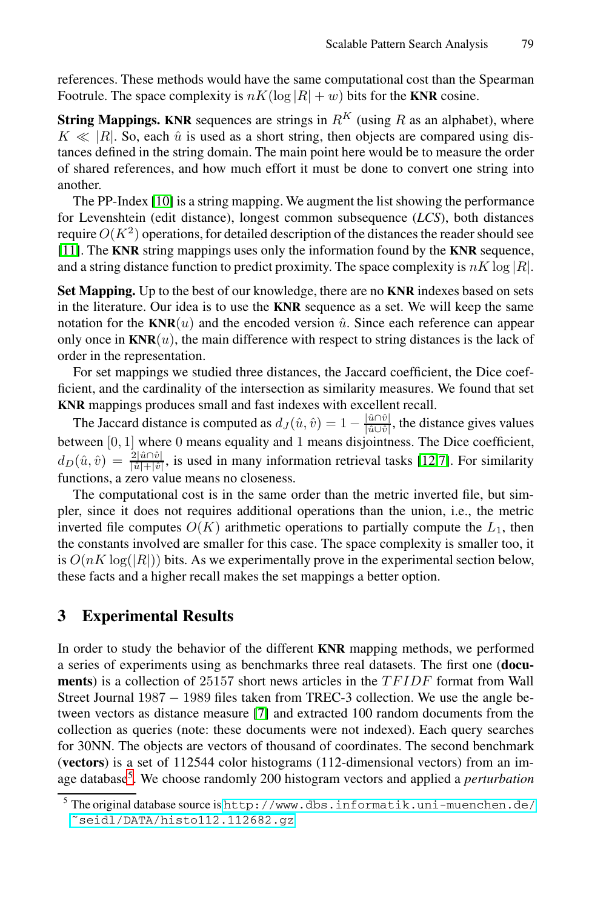references. These methods would have the same computational cost than the Spearman Footrule. The space complexity is $nK(\log |R| + w)$ bits for the **KNR** cosine.

**String Mappings.** **KNR** sequences are strings in $R^K$ (using $R$ as an alphabet), where $K \ll |R|$. So, each $\hat{u}$ is used as a short string, then objects are compared using distances defined in the string domain. The main point here would be to measure the order of shared references, and how much effort it must be done to convert one string into another.

The PP-Index [10] is a string mapping. We augment the list showing the performance for Levenshtein (edit distance), longest common subsequence (*LCS*), both distances require $O(K^2)$ operations, for detailed description of the distances the reader should see [11]. The **KNR** string mappings uses only the information found by the **KNR** sequence, and a string distance function to predict proximity. The space complexity is $nK \log |R|$.

**Set Mapping.** Up to the best of our knowledge, there are no **KNR** indexes based on sets in the literature. Our idea is to use the **KNR** sequence as a set. We will keep the same notation for the **KNR**$(u)$ and the encoded version $\hat{u}$. Since each reference can appear only once in **KNR**$(u)$, the main difference with respect to string distances is the lack of order in the representation.

For set mappings we studied three distances, the Jaccard coefficient, the Dice coefficient, and the cardinality of the intersection as similarity measures. We found that set **KNR** mappings produces small and fast indexes with excellent recall.

The Jaccard distance is computed as $d_J(\hat{u}, \hat{v}) = 1 - \frac{|\hat{u} \cap \hat{v}|}{|\hat{u} \cup \hat{v}|}$, the distance gives values between $[0, 1]$ where 0 means equality and 1 means disjointness. The Dice coefficient, $d_D(\hat{u}, \hat{v}) = \frac{2|\hat{u} \cap \hat{v}|}{|\hat{u}| + |\hat{v}|}$, is used in many information retrieval tasks [12,7]. For similarity functions, a zero value means no closeness.

The computational cost is in the same order than the metric inverted file, but simpler, since it does not requires additional operations than the union, i.e., the metric inverted file computes $O(K)$ arithmetic operations to partially compute the $L_1$, then the constants involved are smaller for this case. The space complexity is smaller too, it is $O(nK \log(|R|))$ bits. As we experimentally prove in the experimental section below, these facts and a higher recall makes the set mappings a better option.

## 3 Experimental Results

In order to study the behavior of the different **KNR** mapping methods, we performed a series of experiments using as benchmarks three real datasets. The first one (**documents**) is a collection of 25157 short news articles in the $TFIDF$ format from Wall Street Journal $1987 - 1989$ files taken from TREC-3 collection. We use the angle between vectors as distance measure [7] and extracted 100 random documents from the collection as queries (note: these documents were not indexed). Each query searches for 30NN. The objects are vectors of thousand of coordinates. The second benchmark (**vectors**) is a set of 112544 color histograms (112-dimensional vectors) from an image database[5]. We choose randomly 200 histogram vectors and applied a *perturbation*

[5] The original database source is http://www.dbs.informatik.uni-muenchen.de/~seidl/DATA/histo112.112682.gz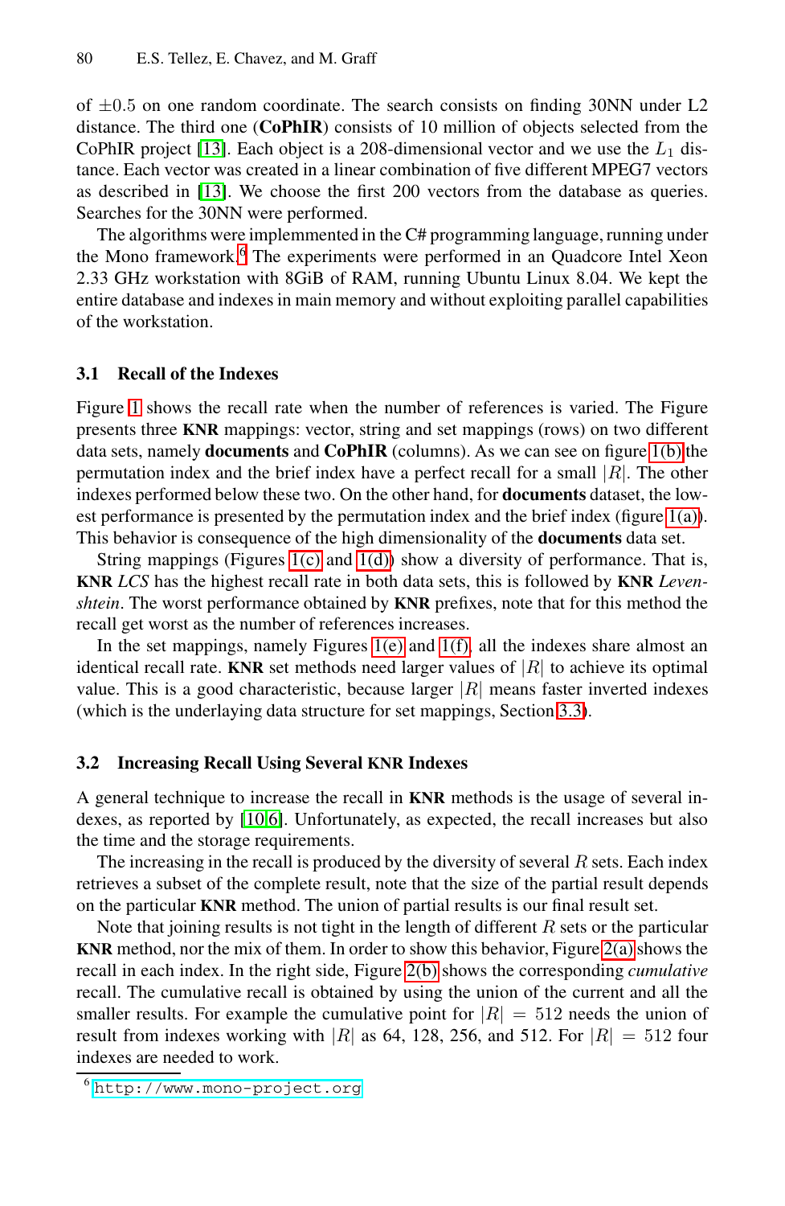of $\pm 0.5$ on one random coordinate. The search consists on finding 30NN under L2 distance. The third one (**CoPhIR**) consists of 10 million of objects selected from the CoPhIR project [13]. Each object is a 208-dimensional vector and we use the $L_1$ distance. Each vector was created in a linear combination of five different MPEG7 vectors as described in [13]. We choose the first 200 vectors from the database as queries. Searches for the 30NN were performed.

The algorithms were implemmented in the C# programming language, running under the Mono framework.[6] The experiments were performed in an Quadcore Intel Xeon 2.33 GHz workstation with 8GiB of RAM, running Ubuntu Linux 8.04. We kept the entire database and indexes in main memory and without exploiting parallel capabilities of the workstation.

### 3.1 Recall of the Indexes

Figure 1 shows the recall rate when the number of references is varied. The Figure presents three **KNR** mappings: vector, string and set mappings (rows) on two different data sets, namely **documents** and **CoPhIR** (columns). As we can see on figure 1(b) the permutation index and the brief index have a perfect recall for a small $|R|$. The other indexes performed below these two. On the other hand, for **documents** dataset, the lowest performance is presented by the permutation index and the brief index (figure 1(a)). This behavior is consequence of the high dimensionality of the **documents** data set.

String mappings (Figures 1(c) and 1(d)) show a diversity of performance. That is, **KNR** *LCS* has the highest recall rate in both data sets, this is followed by **KNR** *Levenshtein*. The worst performance obtained by **KNR** prefixes, note that for this method the recall get worst as the number of references increases.

In the set mappings, namely Figures 1(e) and 1(f), all the indexes share almost an identical recall rate. **KNR** set methods need larger values of $|R|$ to achieve its optimal value. This is a good characteristic, because larger $|R|$ means faster inverted indexes (which is the underlaying data structure for set mappings, Section 3.3).

### 3.2 Increasing Recall Using Several KNR Indexes

A general technique to increase the recall in **KNR** methods is the usage of several indexes, as reported by [10,6]. Unfortunately, as expected, the recall increases but also the time and the storage requirements.

The increasing in the recall is produced by the diversity of several $R$ sets. Each index retrieves a subset of the complete result, note that the size of the partial result depends on the particular **KNR** method. The union of partial results is our final result set.

Note that joining results is not tight in the length of different $R$ sets or the particular **KNR** method, nor the mix of them. In order to show this behavior, Figure 2(a) shows the recall in each index. In the right side, Figure 2(b) shows the corresponding *cumulative* recall. The cumulative recall is obtained by using the union of the current and all the smaller results. For example the cumulative point for $|R| = 512$ needs the union of result from indexes working with $|R|$ as 64, 128, 256, and 512. For $|R| = 512$ four indexes are needed to work.

[6] http://www.mono-project.org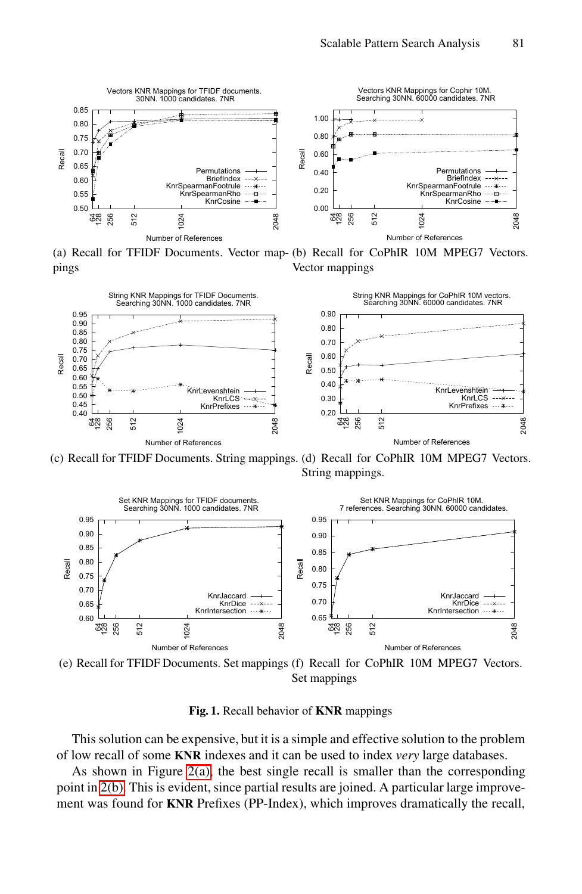(a) Recall for TFIDF Documents. Vector mappings

(b) Recall for CoPhIR 10M MPEG7 Vectors. Vector mappings

(c) Recall for TFIDF Documents. String mappings.

(d) Recall for CoPhIR 10M MPEG7 Vectors. String mappings.

(e) Recall for TFIDF Documents. Set mappings

(f) Recall for CoPhIR 10M MPEG7 Vectors. Set mappings

**Fig. 1.** Recall behavior of **KNR** mappings

This solution can be expensive, but it is a simple and effective solution to the problem of low recall of some **KNR** indexes and it can be used to index *very* large databases.

As shown in Figure 2(a), the best single recall is smaller than the corresponding point in 2(b). This is evident, since partial results are joined. A particular large improvement was found for **KNR** Prefixes (PP-Index), which improves dramatically the recall,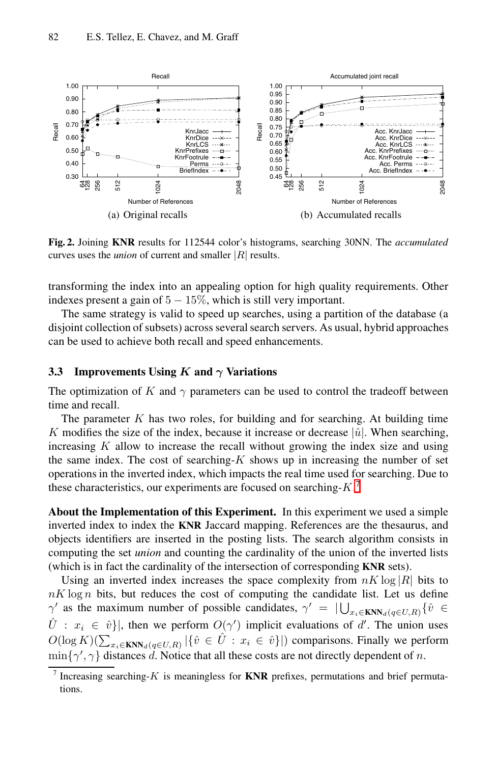(a) Original recalls

(b) Accumulated recalls

**Fig. 2.** Joining **KNR** results for 112544 color's histograms, searching 30NN. The *accumulated* curves uses the *union* of current and smaller $|R|$ results.

transforming the index into an appealing option for high quality requirements. Other indexes present a gain of $5 - 15\%$, which is still very important.

The same strategy is valid to speed up searches, using a partition of the database (a disjoint collection of subsets) across several search servers. As usual, hybrid approaches can be used to achieve both recall and speed enhancements.

### 3.3 Improvements Using $K$ and $\gamma$ Variations

The optimization of $K$ and $\gamma$ parameters can be used to control the tradeoff between time and recall.

The parameter $K$ has two roles, for building and for searching. At building time $K$ modifies the size of the index, because it increase or decrease $|\hat{u}|$. When searching, increasing $K$ allow to increase the recall without growing the index size and using the same index. The cost of searching-$K$ shows up in increasing the number of set operations in the inverted index, which impacts the real time used for searching. Due to these characteristics, our experiments are focused on searching-$K$.[7]

**About the Implementation of this Experiment.** In this experiment we used a simple inverted index to index the **KNR** Jaccard mapping. References are the thesaurus, and objects identifiers are inserted in the posting lists. The search algorithm consists in computing the set *union* and counting the cardinality of the union of the inverted lists (which is in fact the cardinality of the intersection of corresponding **KNR** sets).

Using an inverted index increases the space complexity from $nK \log |R|$ bits to $nK \log n$ bits, but reduces the cost of computing the candidate list. Let us define $\gamma'$ as the maximum number of possible candidates, $\gamma' = |\bigcup_{x_i \in \mathbf{KNN}_d(q \in U, R)} \{\hat{v} \in \hat{U} : x_i \in \hat{v}\}|$, then we perform $O(\gamma')$ implicit evaluations of $d'$. The union uses $O(\log K)(\sum_{x_i \in \mathbf{KNN}_d(q \in U, R)} |\{\hat{v} \in \hat{U} : x_i \in \hat{v}\}|)$ comparisons. Finally we perform $\min\{\gamma', \gamma\}$ distances $d$. Notice that all these costs are not directly dependent of $n$.

[7] Increasing searching-$K$ is meaningless for **KNR** prefixes, permutations and brief permutations.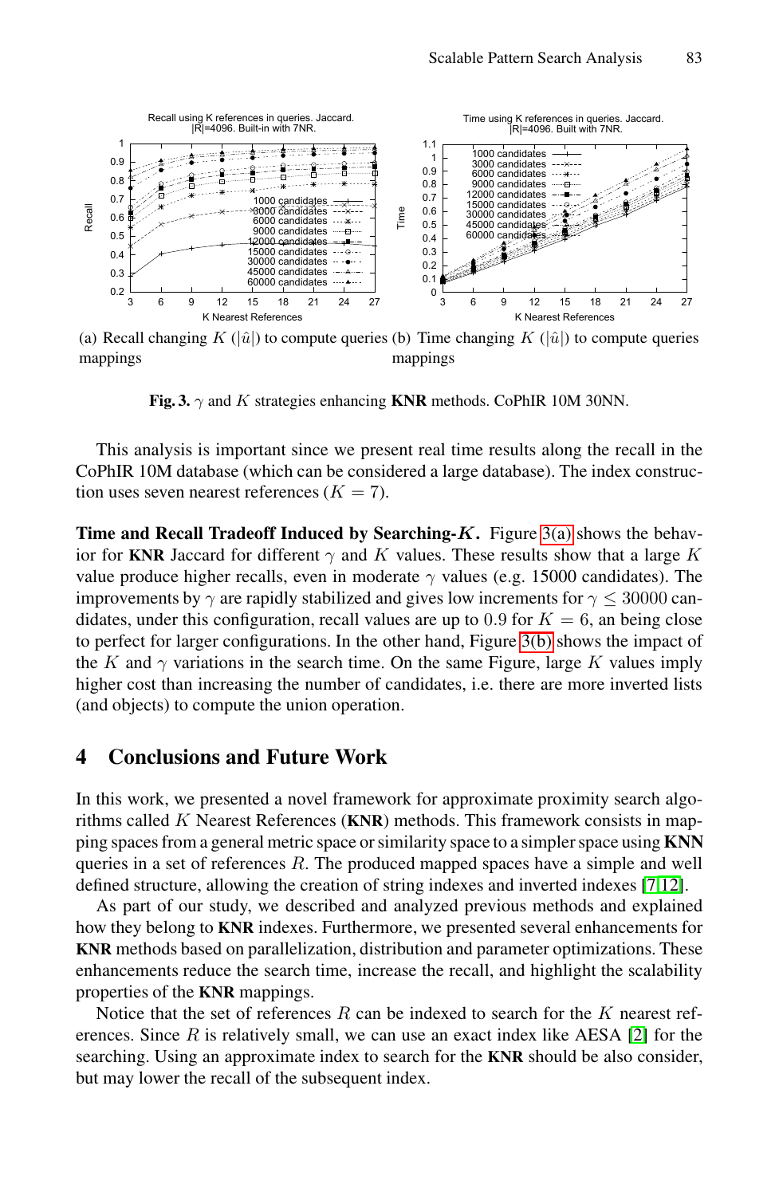(a) Recall changing $K$ ($|\hat{u}|$) to compute queries mappings

(b) Time changing $K$ ($|\hat{u}|$) to compute queries mappings

**Fig. 3.** $\gamma$ and $K$ strategies enhancing **KNR** methods. CoPhIR 10M 30NN.

This analysis is important since we present real time results along the recall in the CoPhIR 10M database (which can be considered a large database). The index construction uses seven nearest references ($K = 7$).

**Time and Recall Tradeoff Induced by Searching-*K*.** Figure 3(a) shows the behavior for **KNR** Jaccard for different $\gamma$ and $K$ values. These results show that a large $K$ value produce higher recalls, even in moderate $\gamma$ values (e.g. 15000 candidates). The improvements by $\gamma$ are rapidly stabilized and gives low increments for $\gamma \leq 30000$ candidates, under this configuration, recall values are up to 0.9 for $K = 6$, an being close to perfect for larger configurations. In the other hand, Figure 3(b) shows the impact of the $K$ and $\gamma$ variations in the search time. On the same Figure, large $K$ values imply higher cost than increasing the number of candidates, i.e. there are more inverted lists (and objects) to compute the union operation.

## 4 Conclusions and Future Work

In this work, we presented a novel framework for approximate proximity search algorithms called $K$ Nearest References (**KNR**) methods. This framework consists in mapping spaces from a general metric space or similarity space to a simpler space using **KNN** queries in a set of references $R$. The produced mapped spaces have a simple and well defined structure, allowing the creation of string indexes and inverted indexes [7,12].

As part of our study, we described and analyzed previous methods and explained how they belong to **KNR** indexes. Furthermore, we presented several enhancements for **KNR** methods based on parallelization, distribution and parameter optimizations. These enhancements reduce the search time, increase the recall, and highlight the scalability properties of the **KNR** mappings.

Notice that the set of references $R$ can be indexed to search for the $K$ nearest references. Since $R$ is relatively small, we can use an exact index like AESA [2] for the searching. Using an approximate index to search for the **KNR** should be also consider, but may lower the recall of the subsequent index.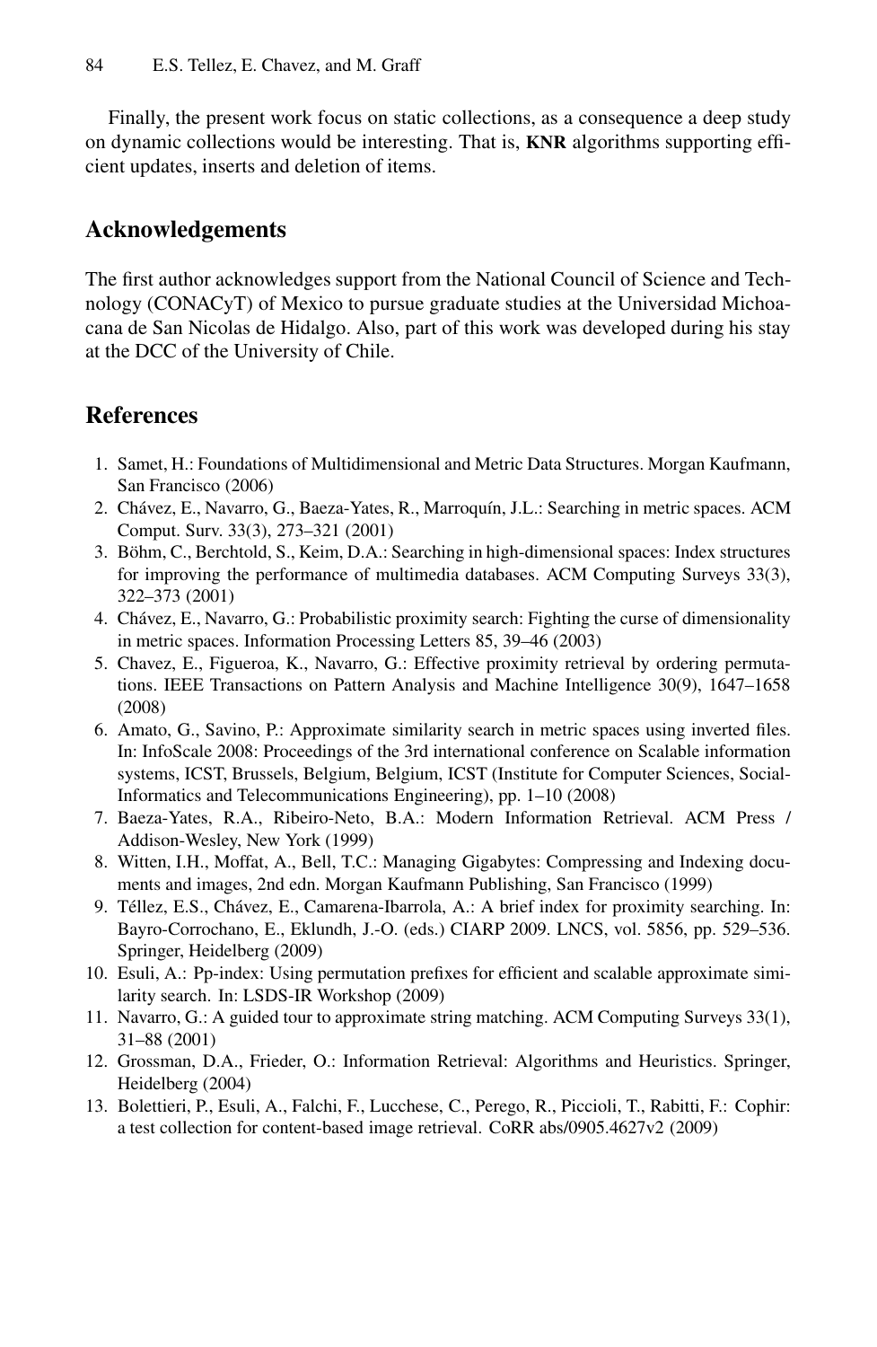Finally, the present work focus on static collections, as a consequence a deep study on dynamic collections would be interesting. That is, **KNR** algorithms supporting efficient updates, inserts and deletion of items.

## Acknowledgements

The first author acknowledges support from the National Council of Science and Technology (CONACyT) of Mexico to pursue graduate studies at the Universidad Michoacana de San Nicolas de Hidalgo. Also, part of this work was developed during his stay at the DCC of the University of Chile.

## References

1. Samet, H.: Foundations of Multidimensional and Metric Data Structures. Morgan Kaufmann, San Francisco (2006)
2. Chávez, E., Navarro, G., Baeza-Yates, R., Marroquín, J.L.: Searching in metric spaces. ACM Comput. Surv. 33(3), 273–321 (2001)
3. Böhm, C., Berchtold, S., Keim, D.A.: Searching in high-dimensional spaces: Index structures for improving the performance of multimedia databases. ACM Computing Surveys 33(3), 322–373 (2001)
4. Chávez, E., Navarro, G.: Probabilistic proximity search: Fighting the curse of dimensionality in metric spaces. Information Processing Letters 85, 39–46 (2003)
5. Chavez, E., Figueroa, K., Navarro, G.: Effective proximity retrieval by ordering permutations. IEEE Transactions on Pattern Analysis and Machine Intelligence 30(9), 1647–1658 (2008)
6. Amato, G., Savino, P.: Approximate similarity search in metric spaces using inverted files. In: InfoScale 2008: Proceedings of the 3rd international conference on Scalable information systems, ICST, Brussels, Belgium, Belgium, ICST (Institute for Computer Sciences, Social-Informatics and Telecommunications Engineering), pp. 1–10 (2008)
7. Baeza-Yates, R.A., Ribeiro-Neto, B.A.: Modern Information Retrieval. ACM Press / Addison-Wesley, New York (1999)
8. Witten, I.H., Moffat, A., Bell, T.C.: Managing Gigabytes: Compressing and Indexing documents and images, 2nd edn. Morgan Kaufmann Publishing, San Francisco (1999)
9. Téllez, E.S., Chávez, E., Camarena-Ibarrola, A.: A brief index for proximity searching. In: Bayro-Corrochano, E., Eklundh, J.-O. (eds.) CIARP 2009. LNCS, vol. 5856, pp. 529–536. Springer, Heidelberg (2009)
10. Esuli, A.: Pp-index: Using permutation prefixes for efficient and scalable approximate similarity search. In: LSDS-IR Workshop (2009)
11. Navarro, G.: A guided tour to approximate string matching. ACM Computing Surveys 33(1), 31–88 (2001)
12. Grossman, D.A., Frieder, O.: Information Retrieval: Algorithms and Heuristics. Springer, Heidelberg (2004)
13. Bolettieri, P., Esuli, A., Falchi, F., Lucchese, C., Perego, R., Piccioli, T., Rabitti, F.: Cophir: a test collection for content-based image retrieval. CoRR abs/0905.4627v2 (2009)